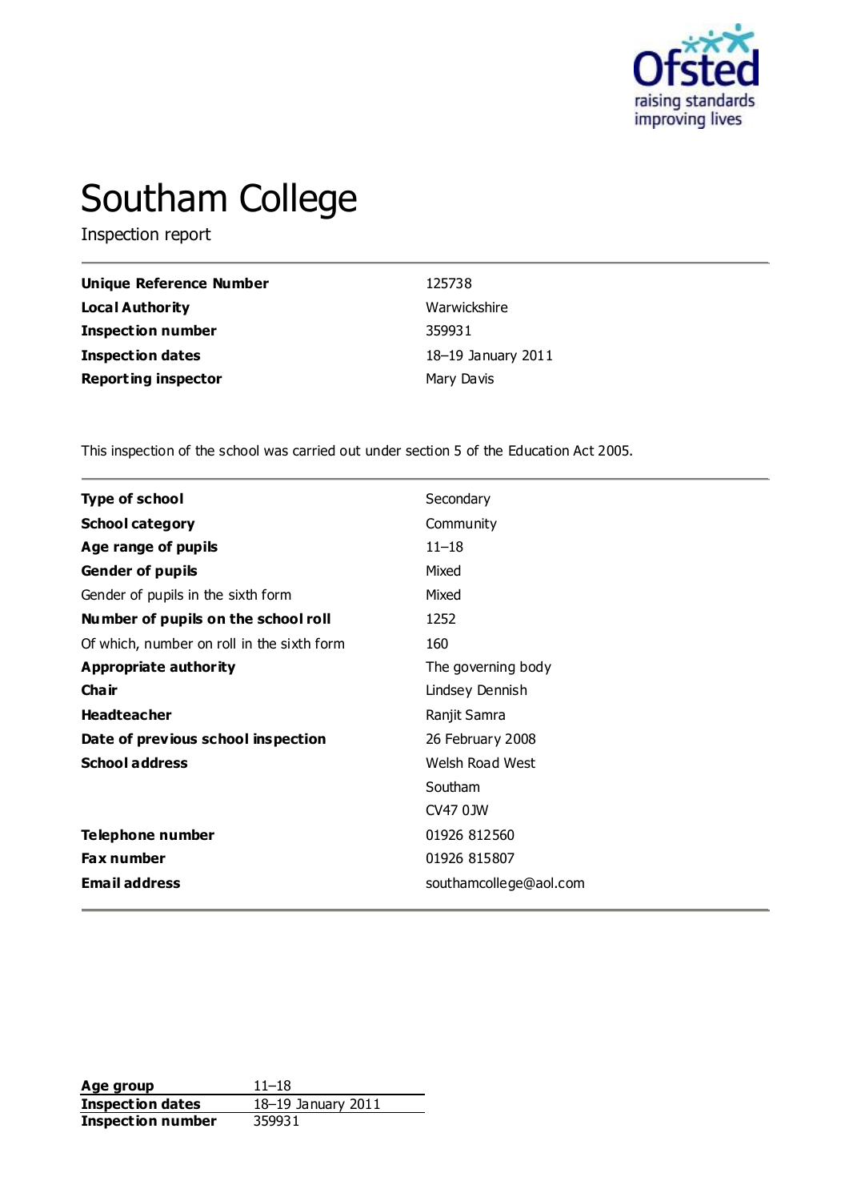# Southam College

Inspection report

| | |
|---|---|
| **Unique Reference Number** | 125738 |
| **Local Authority** | Warwickshire |
| **Inspection number** | 359931 |
| **Inspection dates** | 18–19 January 2011 |
| **Reporting inspector** | Mary Davis |

This inspection of the school was carried out under section 5 of the Education Act 2005.

| | |
|---|---|
| **Type of school** | Secondary |
| **School category** | Community |
| **Age range of pupils** | 11–18 |
| **Gender of pupils** | Mixed |
| Gender of pupils in the sixth form | Mixed |
| **Number of pupils on the school roll** | 1252 |
| Of which, number on roll in the sixth form | 160 |
| **Appropriate authority** | The governing body |
| **Chair** | Lindsey Dennish |
| **Headteacher** | Ranjit Samra |
| **Date of previous school inspection** | 26 February 2008 |
| **School address** | Welsh Road West<br>Southam<br>CV47 0JW |
| **Telephone number** | 01926 812560 |
| **Fax number** | 01926 815807 |
| **Email address** | southamcollege@aol.com |

| | |
|---|---|
| **Age group** | 11–18 |
| **Inspection dates** | 18–19 January 2011 |
| **Inspection number** | 359931 |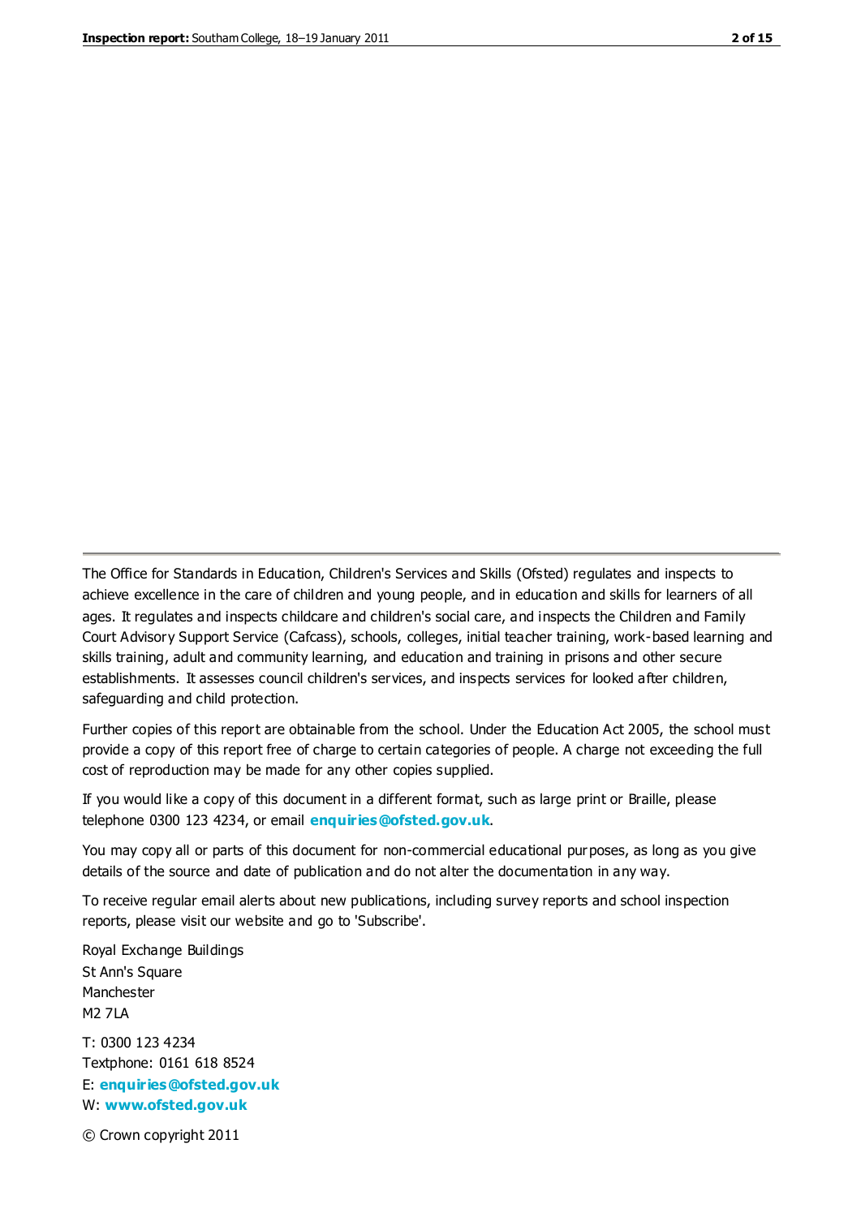The Office for Standards in Education, Children's Services and Skills (Ofsted) regulates and inspects to achieve excellence in the care of children and young people, and in education and skills for learners of all ages. It regulates and inspects childcare and children's social care, and inspects the Children and Family Court Advisory Support Service (Cafcass), schools, colleges, initial teacher training, work-based learning and skills training, adult and community learning, and education and training in prisons and other secure establishments. It assesses council children's services, and inspects services for looked after children, safeguarding and child protection.

Further copies of this report are obtainable from the school. Under the Education Act 2005, the school must provide a copy of this report free of charge to certain categories of people. A charge not exceeding the full cost of reproduction may be made for any other copies supplied.

If you would like a copy of this document in a different format, such as large print or Braille, please telephone 0300 123 4234, or email **enquiries@ofsted.gov.uk**.

You may copy all or parts of this document for non-commercial educational purposes, as long as you give details of the source and date of publication and do not alter the documentation in any way.

To receive regular email alerts about new publications, including survey reports and school inspection reports, please visit our website and go to 'Subscribe'.

Royal Exchange Buildings
St Ann's Square
Manchester
M2 7LA

T: 0300 123 4234
Textphone: 0161 618 8524
E: **enquiries@ofsted.gov.uk**
W: **www.ofsted.gov.uk**

© Crown copyright 2011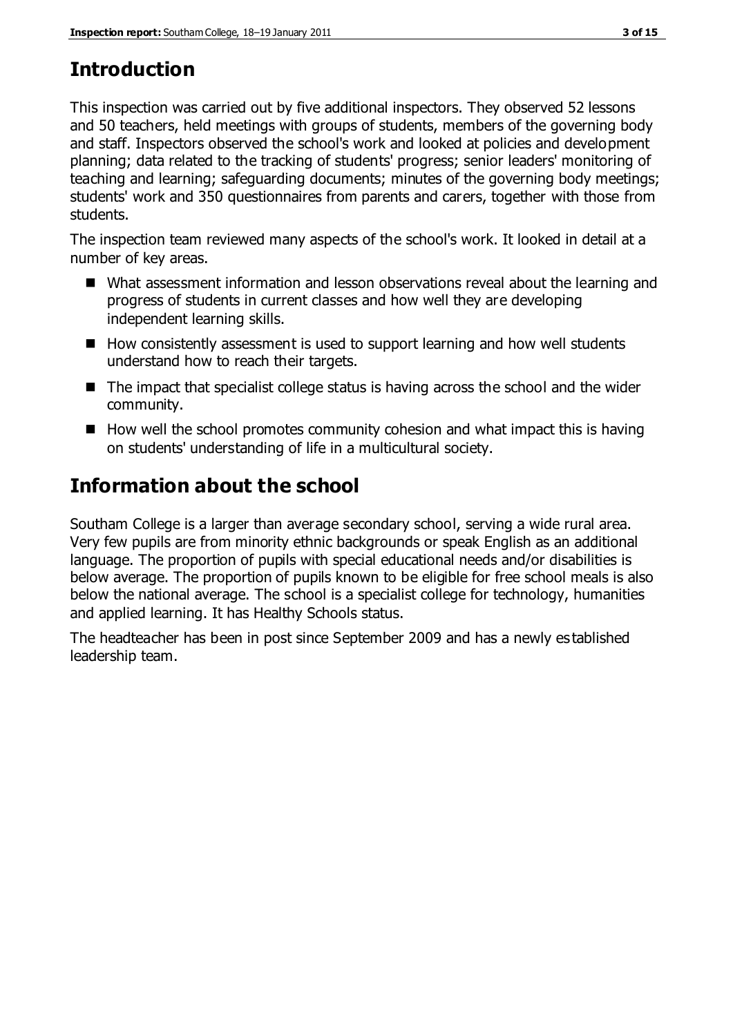# Introduction

This inspection was carried out by five additional inspectors. They observed 52 lessons and 50 teachers, held meetings with groups of students, members of the governing body and staff. Inspectors observed the school's work and looked at policies and development planning; data related to the tracking of students' progress; senior leaders' monitoring of teaching and learning; safeguarding documents; minutes of the governing body meetings; students' work and 350 questionnaires from parents and carers, together with those from students.

The inspection team reviewed many aspects of the school's work. It looked in detail at a number of key areas.

- What assessment information and lesson observations reveal about the learning and progress of students in current classes and how well they are developing independent learning skills.
- How consistently assessment is used to support learning and how well students understand how to reach their targets.
- The impact that specialist college status is having across the school and the wider community.
- How well the school promotes community cohesion and what impact this is having on students' understanding of life in a multicultural society.

# Information about the school

Southam College is a larger than average secondary school, serving a wide rural area. Very few pupils are from minority ethnic backgrounds or speak English as an additional language. The proportion of pupils with special educational needs and/or disabilities is below average. The proportion of pupils known to be eligible for free school meals is also below the national average. The school is a specialist college for technology, humanities and applied learning. It has Healthy Schools status.

The headteacher has been in post since September 2009 and has a newly established leadership team.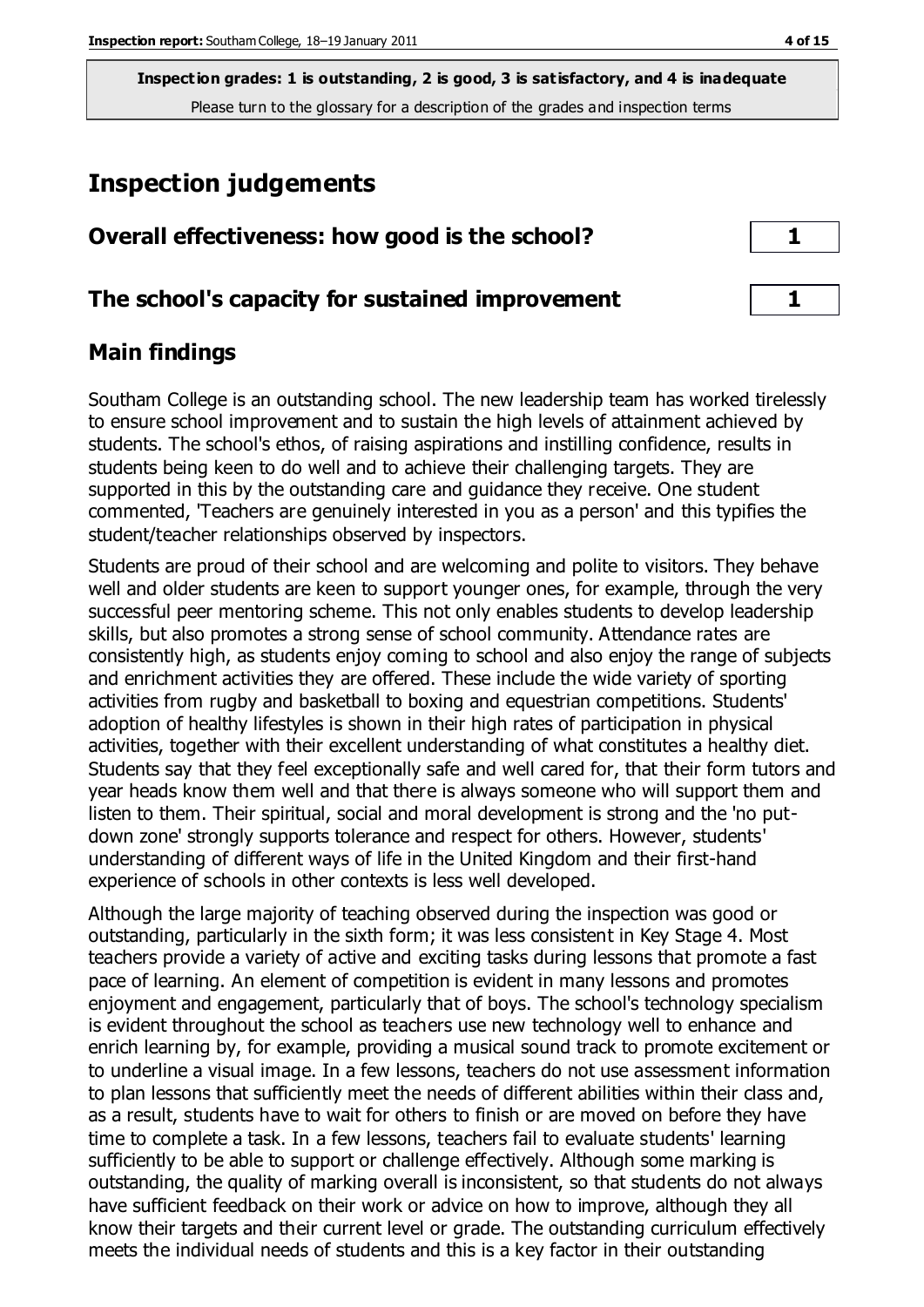**Inspection grades: 1 is outstanding, 2 is good, 3 is satisfactory, and 4 is inadequate**
Please turn to the glossary for a description of the grades and inspection terms

## Inspection judgements

| | |
|---|---|
| **Overall effectiveness: how good is the school?** | **1** |
| **The school's capacity for sustained improvement** | **1** |

### Main findings

Southam College is an outstanding school. The new leadership team has worked tirelessly to ensure school improvement and to sustain the high levels of attainment achieved by students. The school's ethos, of raising aspirations and instilling confidence, results in students being keen to do well and to achieve their challenging targets. They are supported in this by the outstanding care and guidance they receive. One student commented, 'Teachers are genuinely interested in you as a person' and this typifies the student/teacher relationships observed by inspectors.

Students are proud of their school and are welcoming and polite to visitors. They behave well and older students are keen to support younger ones, for example, through the very successful peer mentoring scheme. This not only enables students to develop leadership skills, but also promotes a strong sense of school community. Attendance rates are consistently high, as students enjoy coming to school and also enjoy the range of subjects and enrichment activities they are offered. These include the wide variety of sporting activities from rugby and basketball to boxing and equestrian competitions. Students' adoption of healthy lifestyles is shown in their high rates of participation in physical activities, together with their excellent understanding of what constitutes a healthy diet. Students say that they feel exceptionally safe and well cared for, that their form tutors and year heads know them well and that there is always someone who will support them and listen to them. Their spiritual, social and moral development is strong and the 'no put-down zone' strongly supports tolerance and respect for others. However, students' understanding of different ways of life in the United Kingdom and their first-hand experience of schools in other contexts is less well developed.

Although the large majority of teaching observed during the inspection was good or outstanding, particularly in the sixth form; it was less consistent in Key Stage 4. Most teachers provide a variety of active and exciting tasks during lessons that promote a fast pace of learning. An element of competition is evident in many lessons and promotes enjoyment and engagement, particularly that of boys. The school's technology specialism is evident throughout the school as teachers use new technology well to enhance and enrich learning by, for example, providing a musical sound track to promote excitement or to underline a visual image. In a few lessons, teachers do not use assessment information to plan lessons that sufficiently meet the needs of different abilities within their class and, as a result, students have to wait for others to finish or are moved on before they have time to complete a task. In a few lessons, teachers fail to evaluate students' learning sufficiently to be able to support or challenge effectively. Although some marking is outstanding, the quality of marking overall is inconsistent, so that students do not always have sufficient feedback on their work or advice on how to improve, although they all know their targets and their current level or grade. The outstanding curriculum effectively meets the individual needs of students and this is a key factor in their outstanding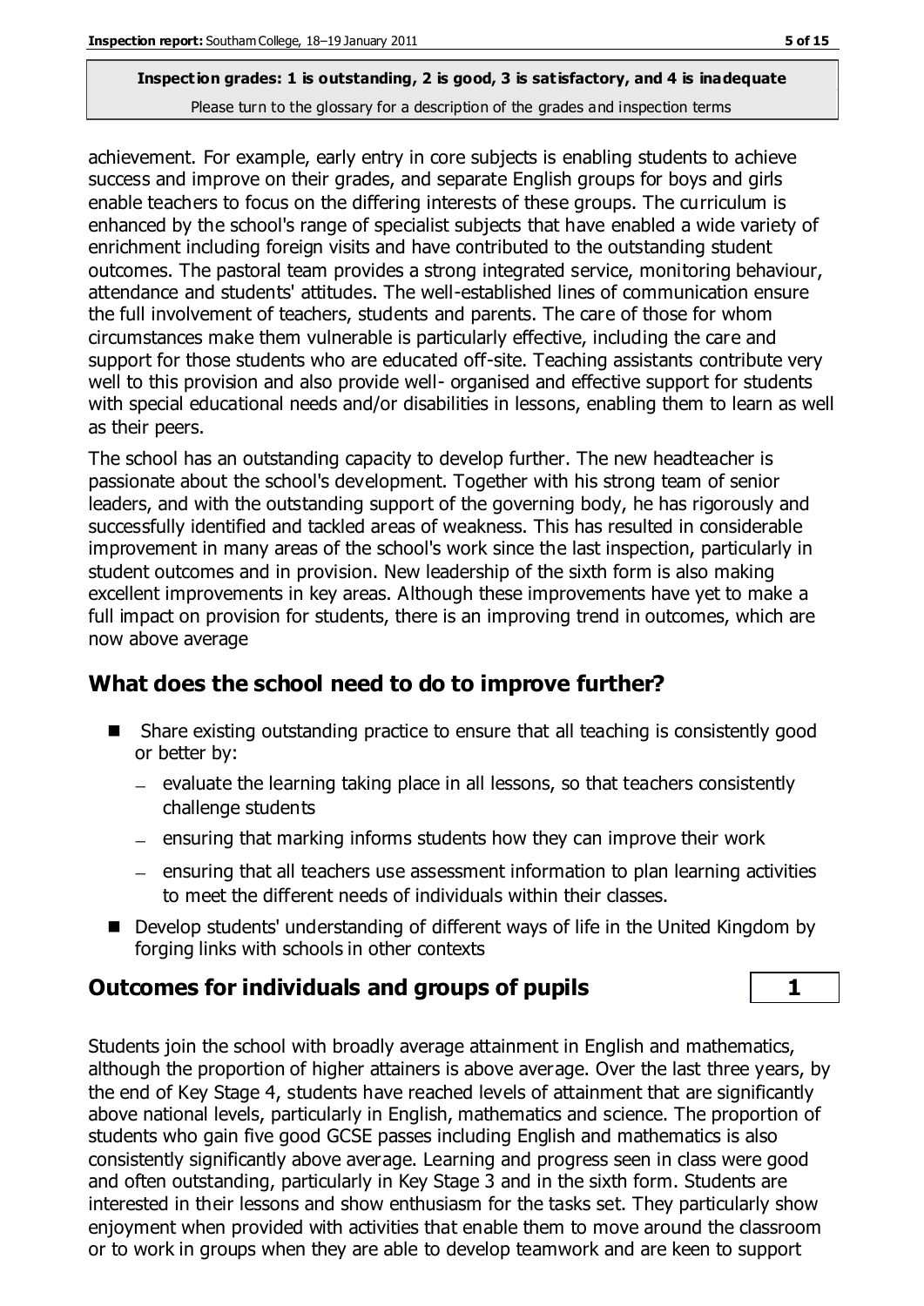achievement. For example, early entry in core subjects is enabling students to achieve success and improve on their grades, and separate English groups for boys and girls enable teachers to focus on the differing interests of these groups. The curriculum is enhanced by the school's range of specialist subjects that have enabled a wide variety of enrichment including foreign visits and have contributed to the outstanding student outcomes. The pastoral team provides a strong integrated service, monitoring behaviour, attendance and students' attitudes. The well-established lines of communication ensure the full involvement of teachers, students and parents. The care of those for whom circumstances make them vulnerable is particularly effective, including the care and support for those students who are educated off-site. Teaching assistants contribute very well to this provision and also provide well- organised and effective support for students with special educational needs and/or disabilities in lessons, enabling them to learn as well as their peers.

The school has an outstanding capacity to develop further. The new headteacher is passionate about the school's development. Together with his strong team of senior leaders, and with the outstanding support of the governing body, he has rigorously and successfully identified and tackled areas of weakness. This has resulted in considerable improvement in many areas of the school's work since the last inspection, particularly in student outcomes and in provision. New leadership of the sixth form is also making excellent improvements in key areas. Although these improvements have yet to make a full impact on provision for students, there is an improving trend in outcomes, which are now above average

## What does the school need to do to improve further?

- Share existing outstanding practice to ensure that all teaching is consistently good or better by:
  - evaluate the learning taking place in all lessons, so that teachers consistently challenge students
  - ensuring that marking informs students how they can improve their work
  - ensuring that all teachers use assessment information to plan learning activities to meet the different needs of individuals within their classes.
- Develop students' understanding of different ways of life in the United Kingdom by forging links with schools in other contexts

## Outcomes for individuals and groups of pupils — 1

Students join the school with broadly average attainment in English and mathematics, although the proportion of higher attainers is above average. Over the last three years, by the end of Key Stage 4, students have reached levels of attainment that are significantly above national levels, particularly in English, mathematics and science. The proportion of students who gain five good GCSE passes including English and mathematics is also consistently significantly above average. Learning and progress seen in class were good and often outstanding, particularly in Key Stage 3 and in the sixth form. Students are interested in their lessons and show enthusiasm for the tasks set. They particularly show enjoyment when provided with activities that enable them to move around the classroom or to work in groups when they are able to develop teamwork and are keen to support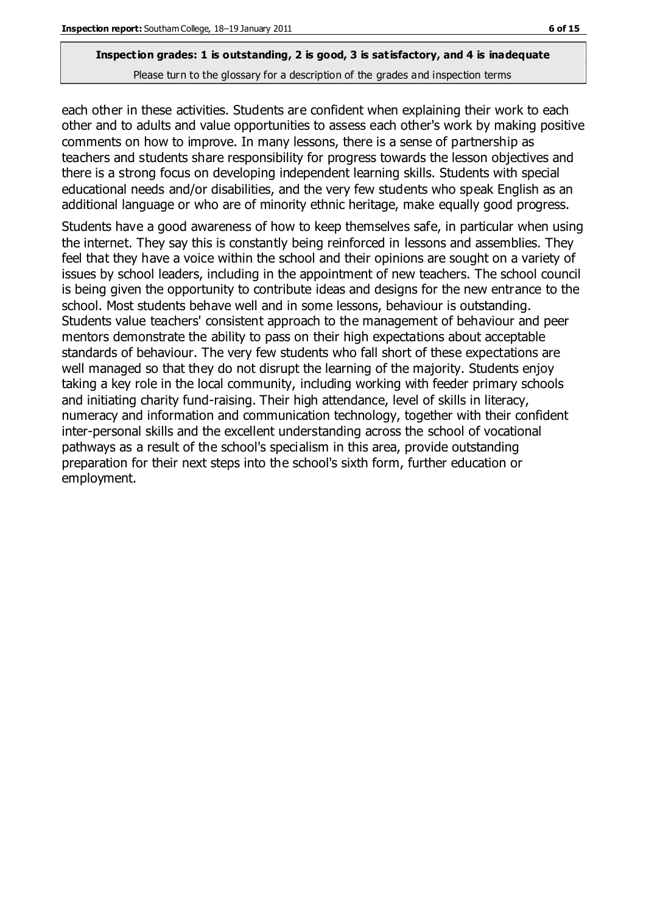each other in these activities. Students are confident when explaining their work to each other and to adults and value opportunities to assess each other's work by making positive comments on how to improve. In many lessons, there is a sense of partnership as teachers and students share responsibility for progress towards the lesson objectives and there is a strong focus on developing independent learning skills. Students with special educational needs and/or disabilities, and the very few students who speak English as an additional language or who are of minority ethnic heritage, make equally good progress.

Students have a good awareness of how to keep themselves safe, in particular when using the internet. They say this is constantly being reinforced in lessons and assemblies. They feel that they have a voice within the school and their opinions are sought on a variety of issues by school leaders, including in the appointment of new teachers. The school council is being given the opportunity to contribute ideas and designs for the new entrance to the school. Most students behave well and in some lessons, behaviour is outstanding. Students value teachers' consistent approach to the management of behaviour and peer mentors demonstrate the ability to pass on their high expectations about acceptable standards of behaviour. The very few students who fall short of these expectations are well managed so that they do not disrupt the learning of the majority. Students enjoy taking a key role in the local community, including working with feeder primary schools and initiating charity fund-raising. Their high attendance, level of skills in literacy, numeracy and information and communication technology, together with their confident inter-personal skills and the excellent understanding across the school of vocational pathways as a result of the school's specialism in this area, provide outstanding preparation for their next steps into the school's sixth form, further education or employment.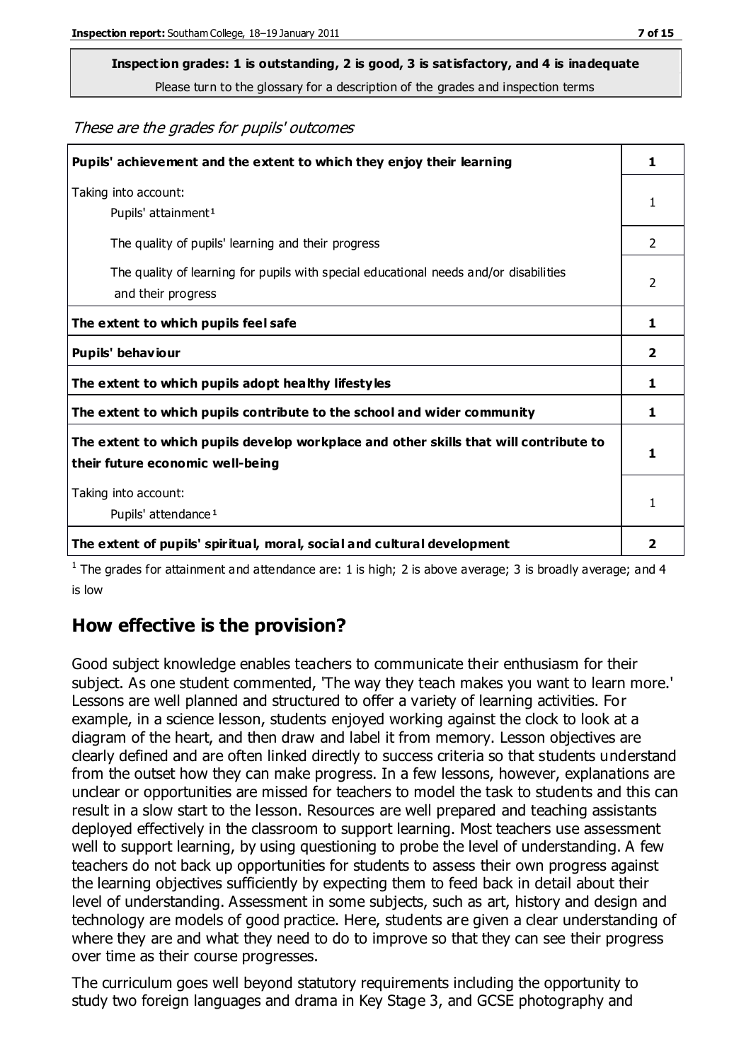**Inspection grades: 1 is outstanding, 2 is good, 3 is satisfactory, and 4 is inadequate**
Please turn to the glossary for a description of the grades and inspection terms

*These are the grades for pupils' outcomes*

| | |
|---|---|
| **Pupils' achievement and the extent to which they enjoy their learning** | **1** |
| Taking into account: Pupils' attainment[1] | 1 |
| The quality of pupils' learning and their progress | 2 |
| The quality of learning for pupils with special educational needs and/or disabilities and their progress | 2 |
| **The extent to which pupils feel safe** | **1** |
| **Pupils' behaviour** | **2** |
| **The extent to which pupils adopt healthy lifestyles** | **1** |
| **The extent to which pupils contribute to the school and wider community** | **1** |
| **The extent to which pupils develop workplace and other skills that will contribute to their future economic well-being** | **1** |
| Taking into account: Pupils' attendance[1] | 1 |
| **The extent of pupils' spiritual, moral, social and cultural development** | **2** |

[1] The grades for attainment and attendance are: 1 is high; 2 is above average; 3 is broadly average; and 4 is low

## How effective is the provision?

Good subject knowledge enables teachers to communicate their enthusiasm for their subject. As one student commented, 'The way they teach makes you want to learn more.' Lessons are well planned and structured to offer a variety of learning activities. For example, in a science lesson, students enjoyed working against the clock to look at a diagram of the heart, and then draw and label it from memory. Lesson objectives are clearly defined and are often linked directly to success criteria so that students understand from the outset how they can make progress. In a few lessons, however, explanations are unclear or opportunities are missed for teachers to model the task to students and this can result in a slow start to the lesson. Resources are well prepared and teaching assistants deployed effectively in the classroom to support learning. Most teachers use assessment well to support learning, by using questioning to probe the level of understanding. A few teachers do not back up opportunities for students to assess their own progress against the learning objectives sufficiently by expecting them to feed back in detail about their level of understanding. Assessment in some subjects, such as art, history and design and technology are models of good practice. Here, students are given a clear understanding of where they are and what they need to do to improve so that they can see their progress over time as their course progresses.

The curriculum goes well beyond statutory requirements including the opportunity to study two foreign languages and drama in Key Stage 3, and GCSE photography and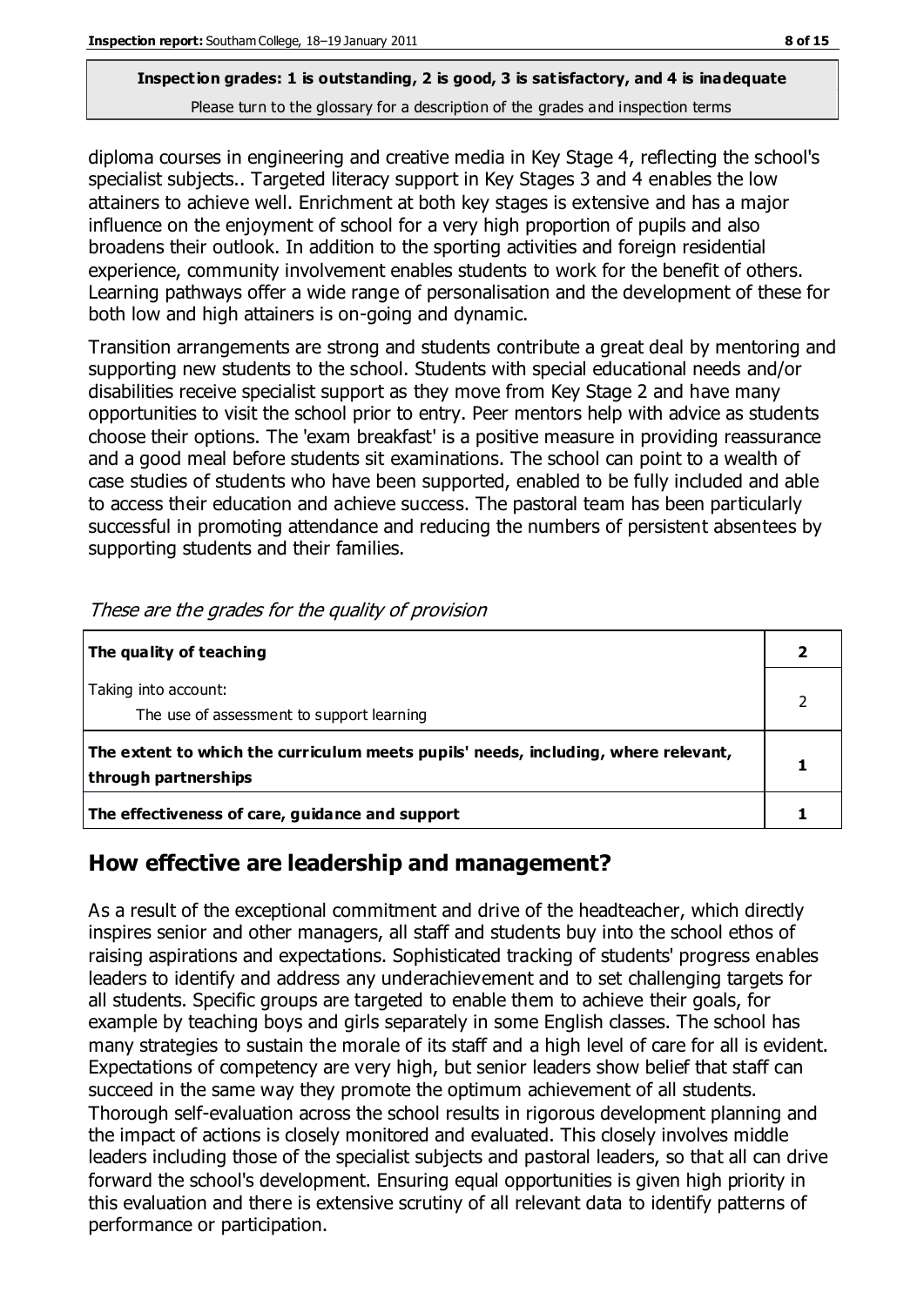**Inspection grades: 1 is outstanding, 2 is good, 3 is satisfactory, and 4 is inadequate**
Please turn to the glossary for a description of the grades and inspection terms

diploma courses in engineering and creative media in Key Stage 4, reflecting the school's specialist subjects.. Targeted literacy support in Key Stages 3 and 4 enables the low attainers to achieve well. Enrichment at both key stages is extensive and has a major influence on the enjoyment of school for a very high proportion of pupils and also broadens their outlook. In addition to the sporting activities and foreign residential experience, community involvement enables students to work for the benefit of others. Learning pathways offer a wide range of personalisation and the development of these for both low and high attainers is on-going and dynamic.

Transition arrangements are strong and students contribute a great deal by mentoring and supporting new students to the school. Students with special educational needs and/or disabilities receive specialist support as they move from Key Stage 2 and have many opportunities to visit the school prior to entry. Peer mentors help with advice as students choose their options. The 'exam breakfast' is a positive measure in providing reassurance and a good meal before students sit examinations. The school can point to a wealth of case studies of students who have been supported, enabled to be fully included and able to access their education and achieve success. The pastoral team has been particularly successful in promoting attendance and reducing the numbers of persistent absentees by supporting students and their families.

*These are the grades for the quality of provision*

| | |
|---|---|
| **The quality of teaching** | **2** |
| Taking into account:<br>The use of assessment to support learning | 2 |
| **The extent to which the curriculum meets pupils' needs, including, where relevant, through partnerships** | **1** |
| **The effectiveness of care, guidance and support** | **1** |

## How effective are leadership and management?

As a result of the exceptional commitment and drive of the headteacher, which directly inspires senior and other managers, all staff and students buy into the school ethos of raising aspirations and expectations. Sophisticated tracking of students' progress enables leaders to identify and address any underachievement and to set challenging targets for all students. Specific groups are targeted to enable them to achieve their goals, for example by teaching boys and girls separately in some English classes. The school has many strategies to sustain the morale of its staff and a high level of care for all is evident. Expectations of competency are very high, but senior leaders show belief that staff can succeed in the same way they promote the optimum achievement of all students. Thorough self-evaluation across the school results in rigorous development planning and the impact of actions is closely monitored and evaluated. This closely involves middle leaders including those of the specialist subjects and pastoral leaders, so that all can drive forward the school's development. Ensuring equal opportunities is given high priority in this evaluation and there is extensive scrutiny of all relevant data to identify patterns of performance or participation.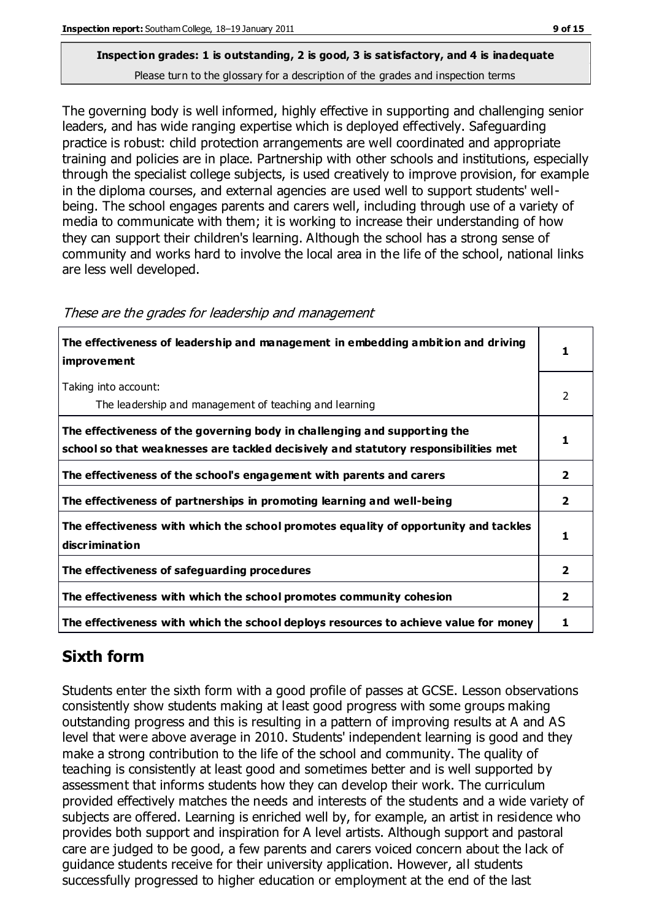**Inspection grades: 1 is outstanding, 2 is good, 3 is satisfactory, and 4 is inadequate**
Please turn to the glossary for a description of the grades and inspection terms

The governing body is well informed, highly effective in supporting and challenging senior leaders, and has wide ranging expertise which is deployed effectively. Safeguarding practice is robust: child protection arrangements are well coordinated and appropriate training and policies are in place. Partnership with other schools and institutions, especially through the specialist college subjects, is used creatively to improve provision, for example in the diploma courses, and external agencies are used well to support students' well-being. The school engages parents and carers well, including through use of a variety of media to communicate with them; it is working to increase their understanding of how they can support their children's learning. Although the school has a strong sense of community and works hard to involve the local area in the life of the school, national links are less well developed.

*These are the grades for leadership and management*

| | |
|---|---|
| **The effectiveness of leadership and management in embedding ambition and driving improvement** | **1** |
| Taking into account:<br>The leadership and management of teaching and learning | 2 |
| **The effectiveness of the governing body in challenging and supporting the school so that weaknesses are tackled decisively and statutory responsibilities met** | **1** |
| **The effectiveness of the school's engagement with parents and carers** | **2** |
| **The effectiveness of partnerships in promoting learning and well-being** | **2** |
| **The effectiveness with which the school promotes equality of opportunity and tackles discrimination** | **1** |
| **The effectiveness of safeguarding procedures** | **2** |
| **The effectiveness with which the school promotes community cohesion** | **2** |
| **The effectiveness with which the school deploys resources to achieve value for money** | **1** |

## Sixth form

Students enter the sixth form with a good profile of passes at GCSE. Lesson observations consistently show students making at least good progress with some groups making outstanding progress and this is resulting in a pattern of improving results at A and AS level that were above average in 2010. Students' independent learning is good and they make a strong contribution to the life of the school and community. The quality of teaching is consistently at least good and sometimes better and is well supported by assessment that informs students how they can develop their work. The curriculum provided effectively matches the needs and interests of the students and a wide variety of subjects are offered. Learning is enriched well by, for example, an artist in residence who provides both support and inspiration for A level artists. Although support and pastoral care are judged to be good, a few parents and carers voiced concern about the lack of guidance students receive for their university application. However, all students successfully progressed to higher education or employment at the end of the last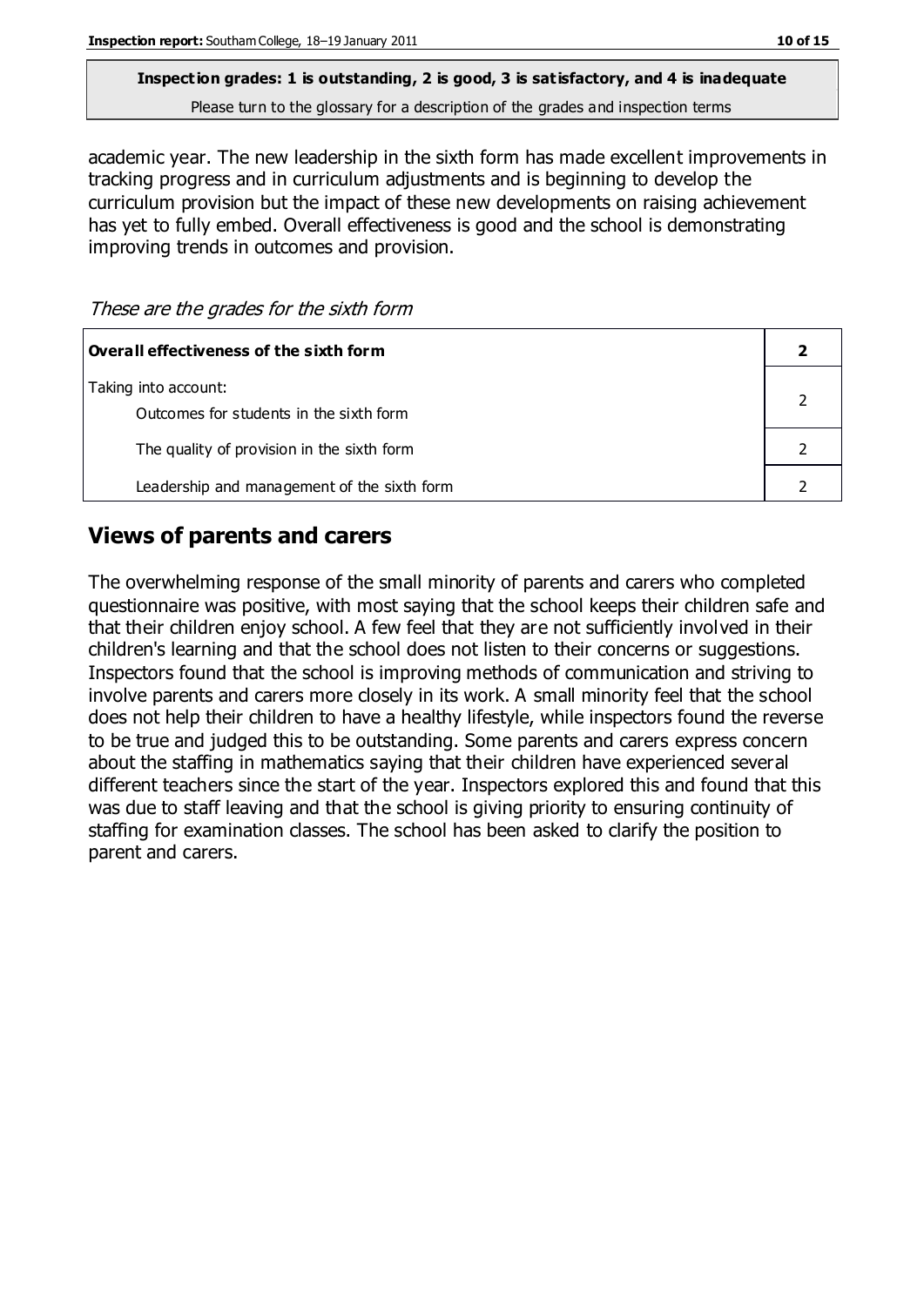**Inspection grades: 1 is outstanding, 2 is good, 3 is satisfactory, and 4 is inadequate**
Please turn to the glossary for a description of the grades and inspection terms

academic year. The new leadership in the sixth form has made excellent improvements in tracking progress and in curriculum adjustments and is beginning to develop the curriculum provision but the impact of these new developments on raising achievement has yet to fully embed. Overall effectiveness is good and the school is demonstrating improving trends in outcomes and provision.

*These are the grades for the sixth form*

| **Overall effectiveness of the sixth form** | **2** |
|---|---|
| Taking into account:<br>Outcomes for students in the sixth form | 2 |
| The quality of provision in the sixth form | 2 |
| Leadership and management of the sixth form | 2 |

## Views of parents and carers

The overwhelming response of the small minority of parents and carers who completed questionnaire was positive, with most saying that the school keeps their children safe and that their children enjoy school. A few feel that they are not sufficiently involved in their children's learning and that the school does not listen to their concerns or suggestions. Inspectors found that the school is improving methods of communication and striving to involve parents and carers more closely in its work. A small minority feel that the school does not help their children to have a healthy lifestyle, while inspectors found the reverse to be true and judged this to be outstanding. Some parents and carers express concern about the staffing in mathematics saying that their children have experienced several different teachers since the start of the year. Inspectors explored this and found that this was due to staff leaving and that the school is giving priority to ensuring continuity of staffing for examination classes. The school has been asked to clarify the position to parent and carers.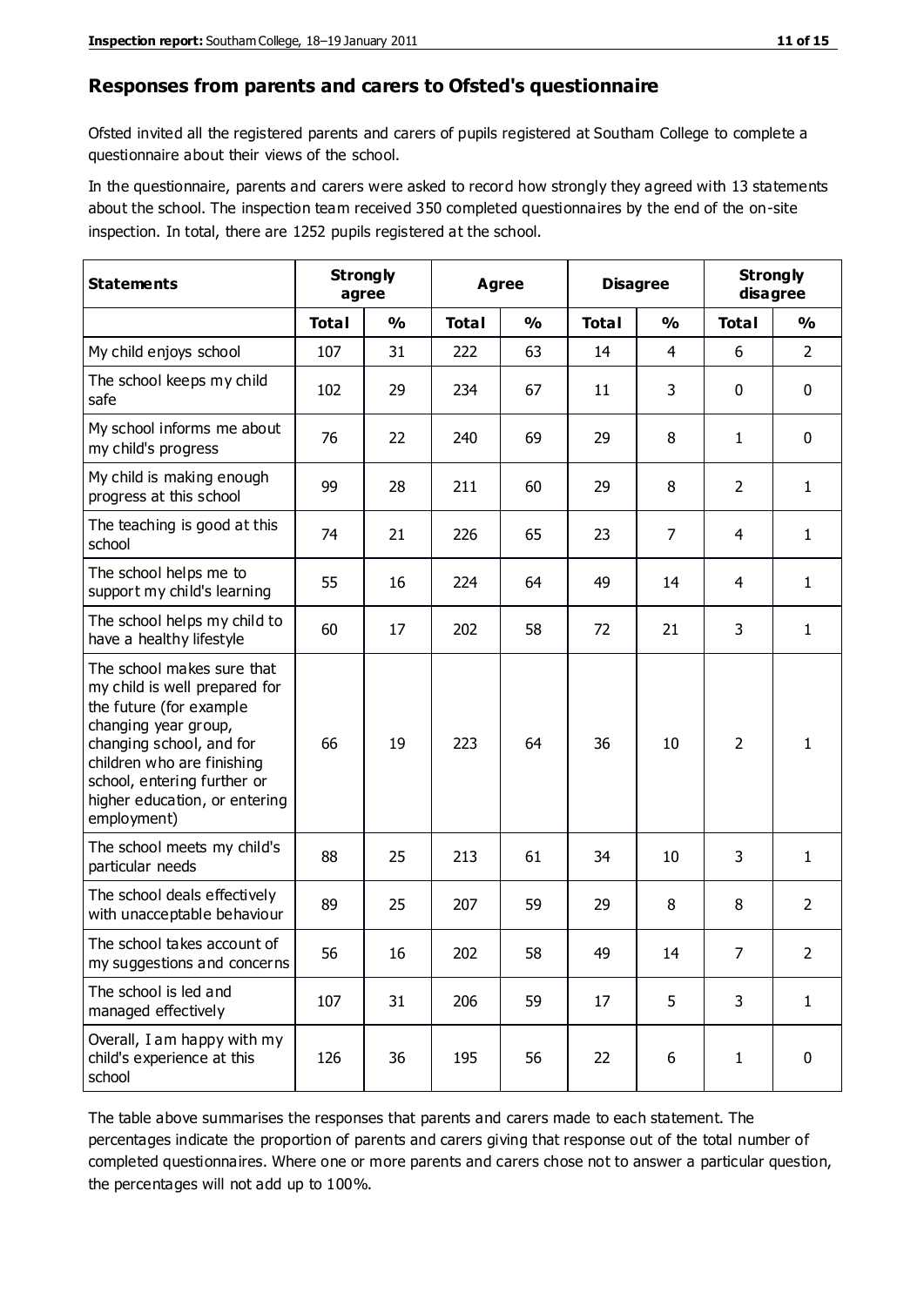## Responses from parents and carers to Ofsted's questionnaire

Ofsted invited all the registered parents and carers of pupils registered at Southam College to complete a questionnaire about their views of the school.

In the questionnaire, parents and carers were asked to record how strongly they agreed with 13 statements about the school. The inspection team received 350 completed questionnaires by the end of the on-site inspection. In total, there are 1252 pupils registered at the school.

| Statements | Strongly agree | | Agree | | Disagree | | Strongly disagree | |
|---|---|---|---|---|---|---|---|---|
| | Total | % | Total | % | Total | % | Total | % |
| My child enjoys school | 107 | 31 | 222 | 63 | 14 | 4 | 6 | 2 |
| The school keeps my child safe | 102 | 29 | 234 | 67 | 11 | 3 | 0 | 0 |
| My school informs me about my child's progress | 76 | 22 | 240 | 69 | 29 | 8 | 1 | 0 |
| My child is making enough progress at this school | 99 | 28 | 211 | 60 | 29 | 8 | 2 | 1 |
| The teaching is good at this school | 74 | 21 | 226 | 65 | 23 | 7 | 4 | 1 |
| The school helps me to support my child's learning | 55 | 16 | 224 | 64 | 49 | 14 | 4 | 1 |
| The school helps my child to have a healthy lifestyle | 60 | 17 | 202 | 58 | 72 | 21 | 3 | 1 |
| The school makes sure that my child is well prepared for the future (for example changing year group, changing school, and for children who are finishing school, entering further or higher education, or entering employment) | 66 | 19 | 223 | 64 | 36 | 10 | 2 | 1 |
| The school meets my child's particular needs | 88 | 25 | 213 | 61 | 34 | 10 | 3 | 1 |
| The school deals effectively with unacceptable behaviour | 89 | 25 | 207 | 59 | 29 | 8 | 8 | 2 |
| The school takes account of my suggestions and concerns | 56 | 16 | 202 | 58 | 49 | 14 | 7 | 2 |
| The school is led and managed effectively | 107 | 31 | 206 | 59 | 17 | 5 | 3 | 1 |
| Overall, I am happy with my child's experience at this school | 126 | 36 | 195 | 56 | 22 | 6 | 1 | 0 |

The table above summarises the responses that parents and carers made to each statement. The percentages indicate the proportion of parents and carers giving that response out of the total number of completed questionnaires. Where one or more parents and carers chose not to answer a particular question, the percentages will not add up to 100%.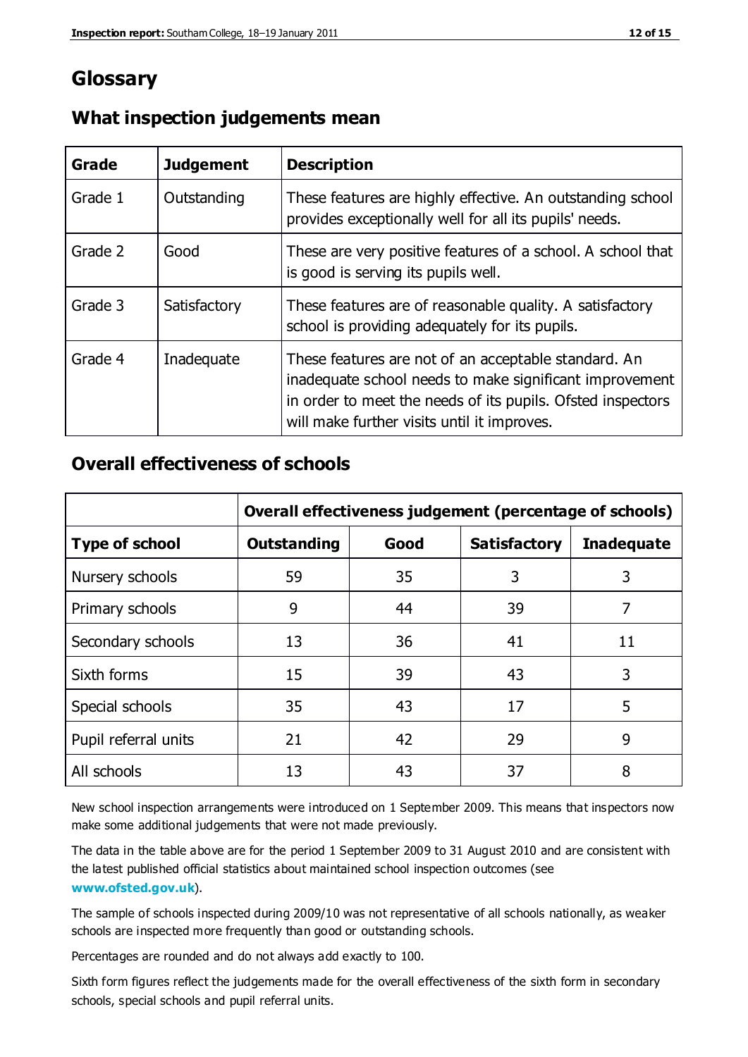# Glossary

## What inspection judgements mean

| Grade | Judgement | Description |
| --- | --- | --- |
| Grade 1 | Outstanding | These features are highly effective. An outstanding school provides exceptionally well for all its pupils' needs. |
| Grade 2 | Good | These are very positive features of a school. A school that is good is serving its pupils well. |
| Grade 3 | Satisfactory | These features are of reasonable quality. A satisfactory school is providing adequately for its pupils. |
| Grade 4 | Inadequate | These features are not of an acceptable standard. An inadequate school needs to make significant improvement in order to meet the needs of its pupils. Ofsted inspectors will make further visits until it improves. |

## Overall effectiveness of schools

| | Overall effectiveness judgement (percentage of schools) | | | |
| --- | --- | --- | --- | --- |
| **Type of school** | **Outstanding** | **Good** | **Satisfactory** | **Inadequate** |
| Nursery schools | 59 | 35 | 3 | 3 |
| Primary schools | 9 | 44 | 39 | 7 |
| Secondary schools | 13 | 36 | 41 | 11 |
| Sixth forms | 15 | 39 | 43 | 3 |
| Special schools | 35 | 43 | 17 | 5 |
| Pupil referral units | 21 | 42 | 29 | 9 |
| All schools | 13 | 43 | 37 | 8 |

New school inspection arrangements were introduced on 1 September 2009. This means that inspectors now make some additional judgements that were not made previously.

The data in the table above are for the period 1 September 2009 to 31 August 2010 and are consistent with the latest published official statistics about maintained school inspection outcomes (see **www.ofsted.gov.uk**).

The sample of schools inspected during 2009/10 was not representative of all schools nationally, as weaker schools are inspected more frequently than good or outstanding schools.

Percentages are rounded and do not always add exactly to 100.

Sixth form figures reflect the judgements made for the overall effectiveness of the sixth form in secondary schools, special schools and pupil referral units.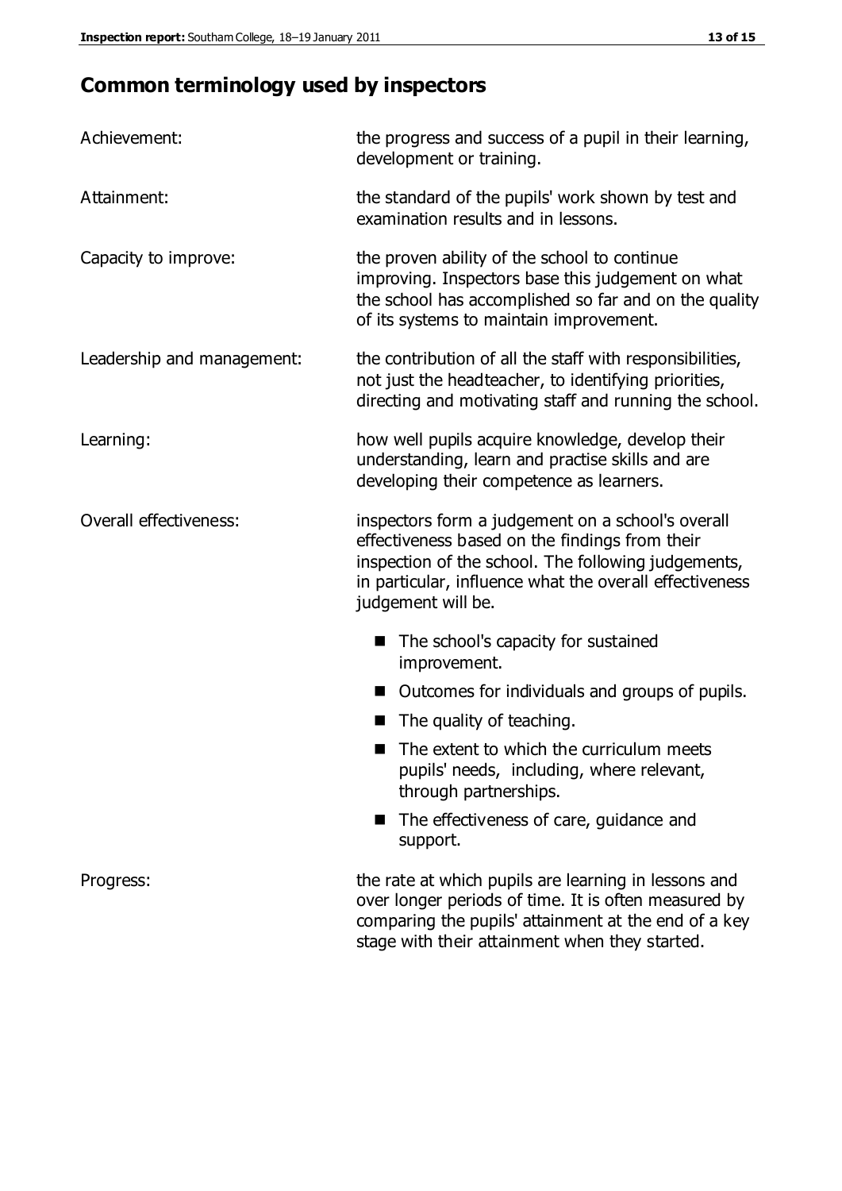## Common terminology used by inspectors

**Achievement:** the progress and success of a pupil in their learning, development or training.

**Attainment:** the standard of the pupils' work shown by test and examination results and in lessons.

**Capacity to improve:** the proven ability of the school to continue improving. Inspectors base this judgement on what the school has accomplished so far and on the quality of its systems to maintain improvement.

**Leadership and management:** the contribution of all the staff with responsibilities, not just the headteacher, to identifying priorities, directing and motivating staff and running the school.

**Learning:** how well pupils acquire knowledge, develop their understanding, learn and practise skills and are developing their competence as learners.

**Overall effectiveness:** inspectors form a judgement on a school's overall effectiveness based on the findings from their inspection of the school. The following judgements, in particular, influence what the overall effectiveness judgement will be.

- The school's capacity for sustained improvement.
- Outcomes for individuals and groups of pupils.
- The quality of teaching.
- The extent to which the curriculum meets pupils' needs, including, where relevant, through partnerships.
- The effectiveness of care, guidance and support.

**Progress:** the rate at which pupils are learning in lessons and over longer periods of time. It is often measured by comparing the pupils' attainment at the end of a key stage with their attainment when they started.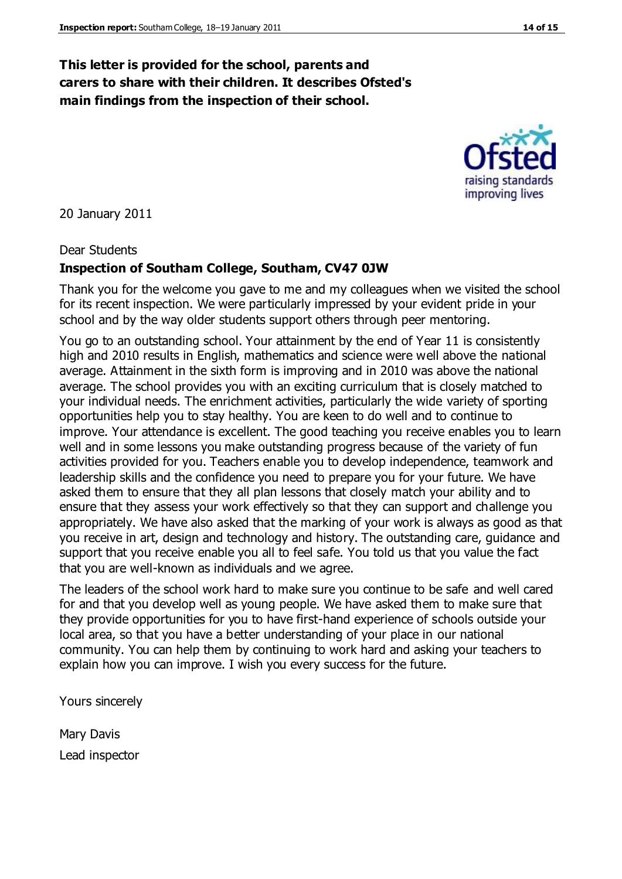**This letter is provided for the school, parents and carers to share with their children. It describes Ofsted's main findings from the inspection of their school.**

20 January 2011

Dear Students

**Inspection of Southam College, Southam, CV47 0JW**

Thank you for the welcome you gave to me and my colleagues when we visited the school for its recent inspection. We were particularly impressed by your evident pride in your school and by the way older students support others through peer mentoring.

You go to an outstanding school. Your attainment by the end of Year 11 is consistently high and 2010 results in English, mathematics and science were well above the national average. Attainment in the sixth form is improving and in 2010 was above the national average. The school provides you with an exciting curriculum that is closely matched to your individual needs. The enrichment activities, particularly the wide variety of sporting opportunities help you to stay healthy. You are keen to do well and to continue to improve. Your attendance is excellent. The good teaching you receive enables you to learn well and in some lessons you make outstanding progress because of the variety of fun activities provided for you. Teachers enable you to develop independence, teamwork and leadership skills and the confidence you need to prepare you for your future. We have asked them to ensure that they all plan lessons that closely match your ability and to ensure that they assess your work effectively so that they can support and challenge you appropriately. We have also asked that the marking of your work is always as good as that you receive in art, design and technology and history. The outstanding care, guidance and support that you receive enable you all to feel safe. You told us that you value the fact that you are well-known as individuals and we agree.

The leaders of the school work hard to make sure you continue to be safe and well cared for and that you develop well as young people. We have asked them to make sure that they provide opportunities for you to have first-hand experience of schools outside your local area, so that you have a better understanding of your place in our national community. You can help them by continuing to work hard and asking your teachers to explain how you can improve. I wish you every success for the future.

Yours sincerely

Mary Davis

Lead inspector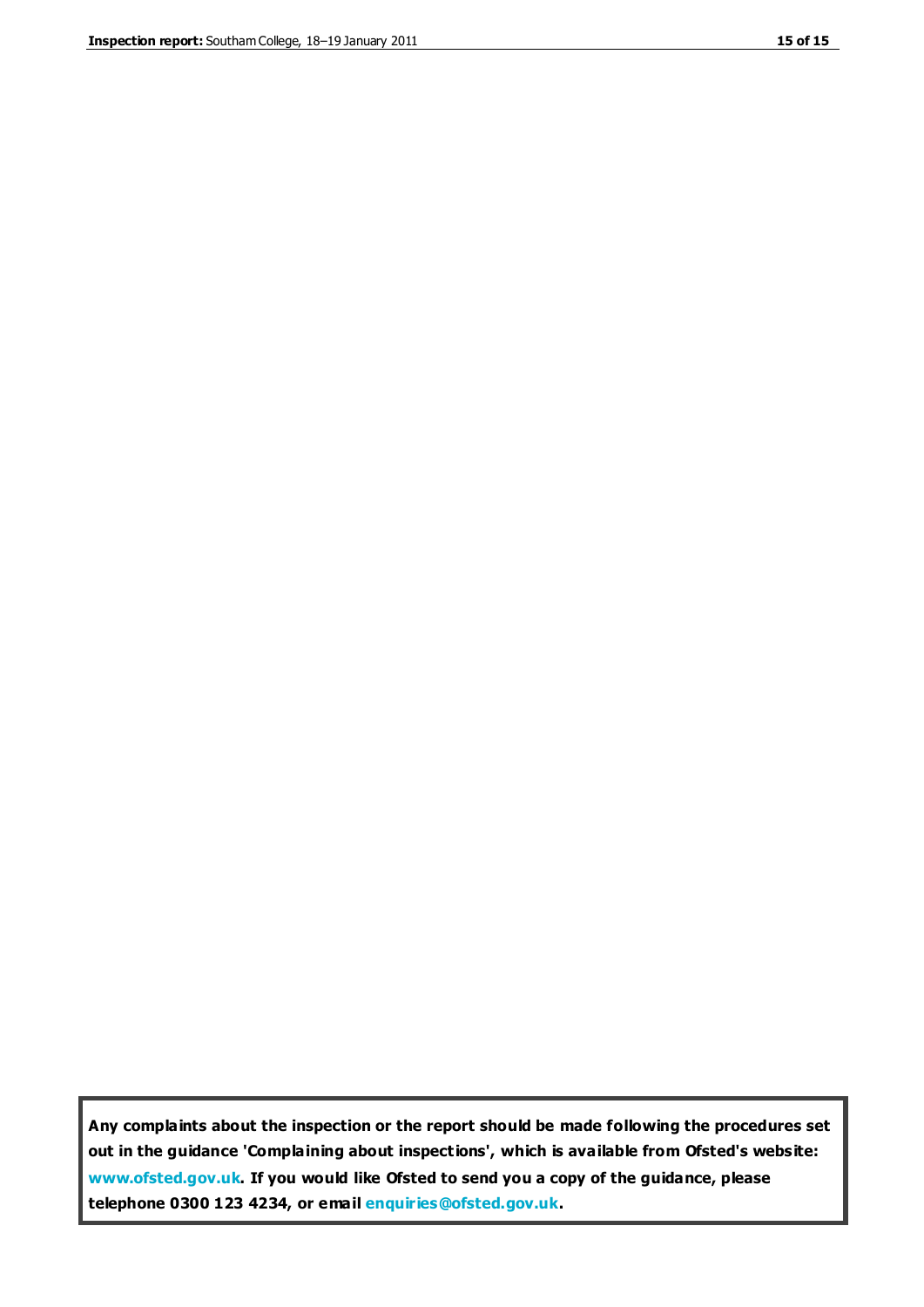**Any complaints about the inspection or the report should be made following the procedures set out in the guidance 'Complaining about inspections', which is available from Ofsted's website: www.ofsted.gov.uk. If you would like Ofsted to send you a copy of the guidance, please telephone 0300 123 4234, or email enquiries@ofsted.gov.uk.**